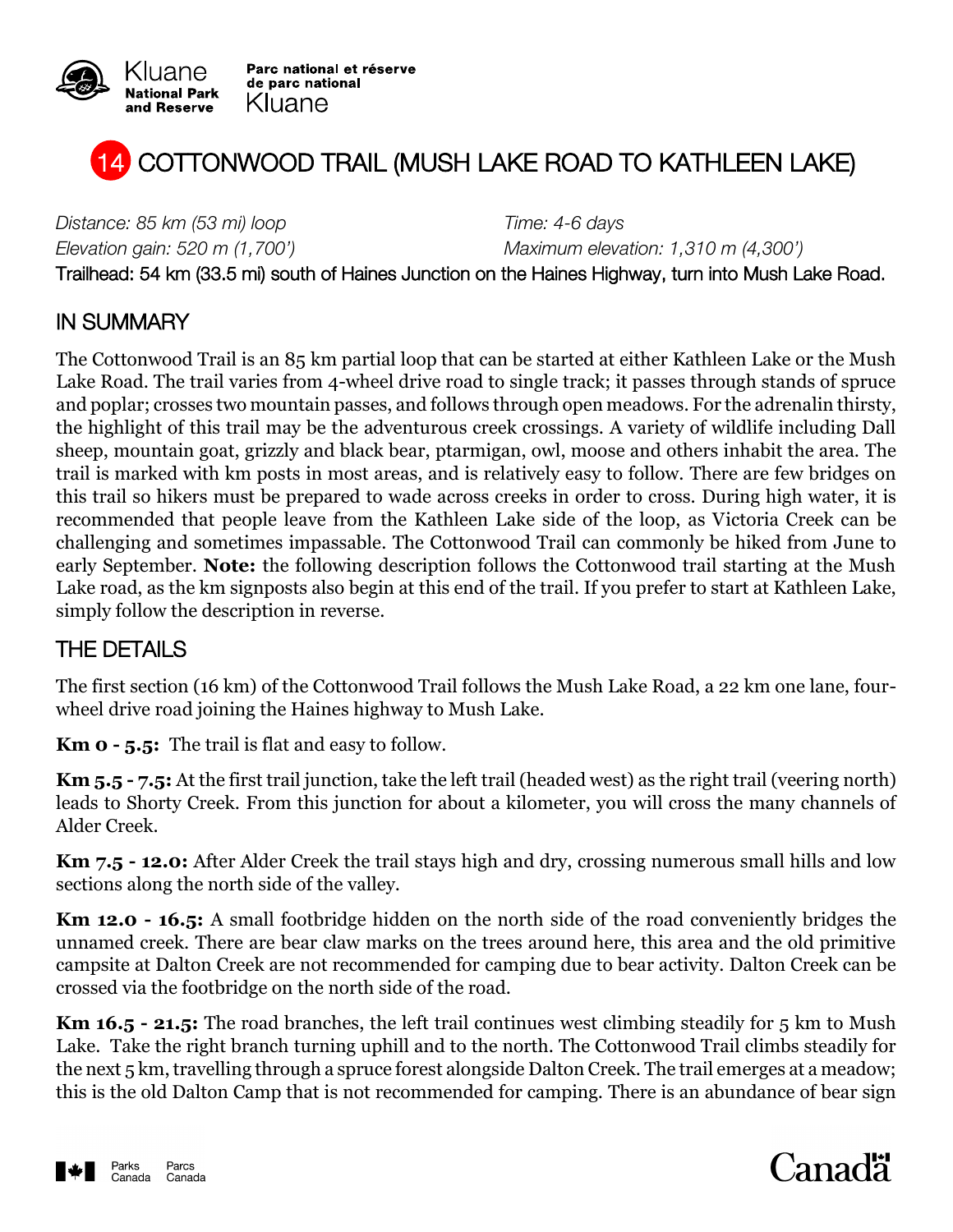# 14 COTTONWOOD TRAIL (MUSH LAKE ROAD TO KATHLEEN LAKE)

*Distance: 85 km (53 mi) loop* *Time: 4-6 days*
*Elevation gain: 520 m (1,700')* *Maximum elevation: 1,310 m (4,300')*
Trailhead: 54 km (33.5 mi) south of Haines Junction on the Haines Highway, turn into Mush Lake Road.

## IN SUMMARY

The Cottonwood Trail is an 85 km partial loop that can be started at either Kathleen Lake or the Mush Lake Road. The trail varies from 4-wheel drive road to single track; it passes through stands of spruce and poplar; crosses two mountain passes, and follows through open meadows. For the adrenalin thirsty, the highlight of this trail may be the adventurous creek crossings. A variety of wildlife including Dall sheep, mountain goat, grizzly and black bear, ptarmigan, owl, moose and others inhabit the area. The trail is marked with km posts in most areas, and is relatively easy to follow. There are few bridges on this trail so hikers must be prepared to wade across creeks in order to cross. During high water, it is recommended that people leave from the Kathleen Lake side of the loop, as Victoria Creek can be challenging and sometimes impassable. The Cottonwood Trail can commonly be hiked from June to early September. **Note:** the following description follows the Cottonwood trail starting at the Mush Lake road, as the km signposts also begin at this end of the trail. If you prefer to start at Kathleen Lake, simply follow the description in reverse.

## THE DETAILS

The first section (16 km) of the Cottonwood Trail follows the Mush Lake Road, a 22 km one lane, four-wheel drive road joining the Haines highway to Mush Lake.

**Km 0 - 5.5:** The trail is flat and easy to follow.

**Km 5.5 - 7.5:** At the first trail junction, take the left trail (headed west) as the right trail (veering north) leads to Shorty Creek. From this junction for about a kilometer, you will cross the many channels of Alder Creek.

**Km 7.5 - 12.0:** After Alder Creek the trail stays high and dry, crossing numerous small hills and low sections along the north side of the valley.

**Km 12.0 - 16.5:** A small footbridge hidden on the north side of the road conveniently bridges the unnamed creek. There are bear claw marks on the trees around here, this area and the old primitive campsite at Dalton Creek are not recommended for camping due to bear activity. Dalton Creek can be crossed via the footbridge on the north side of the road.

**Km 16.5 - 21.5:** The road branches, the left trail continues west climbing steadily for 5 km to Mush Lake. Take the right branch turning uphill and to the north. The Cottonwood Trail climbs steadily for the next 5 km, travelling through a spruce forest alongside Dalton Creek. The trail emerges at a meadow; this is the old Dalton Camp that is not recommended for camping. There is an abundance of bear sign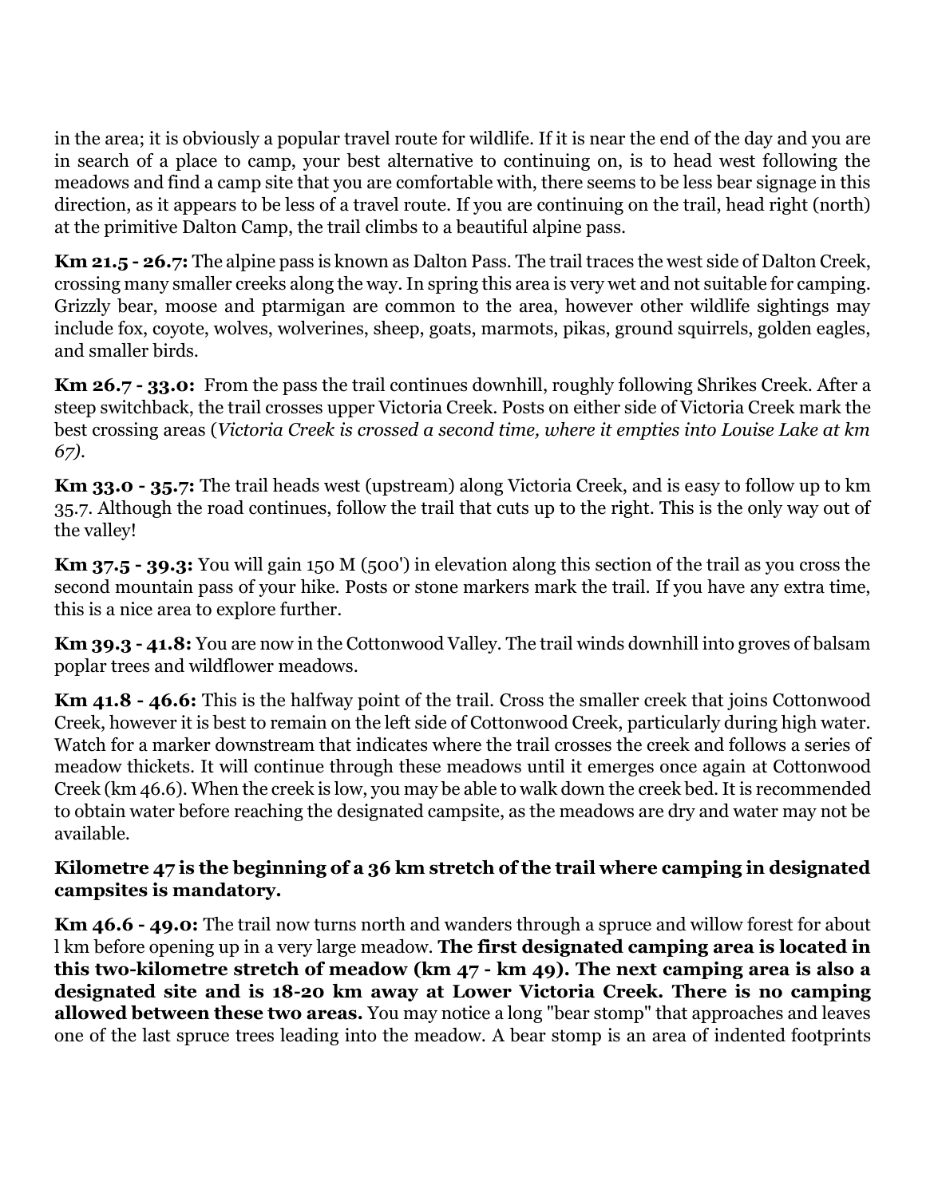in the area; it is obviously a popular travel route for wildlife. If it is near the end of the day and you are in search of a place to camp, your best alternative to continuing on, is to head west following the meadows and find a camp site that you are comfortable with, there seems to be less bear signage in this direction, as it appears to be less of a travel route. If you are continuing on the trail, head right (north) at the primitive Dalton Camp, the trail climbs to a beautiful alpine pass.

**Km 21.5 - 26.7:** The alpine pass is known as Dalton Pass. The trail traces the west side of Dalton Creek, crossing many smaller creeks along the way. In spring this area is very wet and not suitable for camping. Grizzly bear, moose and ptarmigan are common to the area, however other wildlife sightings may include fox, coyote, wolves, wolverines, sheep, goats, marmots, pikas, ground squirrels, golden eagles, and smaller birds.

**Km 26.7 - 33.0:** From the pass the trail continues downhill, roughly following Shrikes Creek. After a steep switchback, the trail crosses upper Victoria Creek. Posts on either side of Victoria Creek mark the best crossing areas (*Victoria Creek is crossed a second time, where it empties into Louise Lake at km 67).*

**Km 33.0 - 35.7:** The trail heads west (upstream) along Victoria Creek, and is easy to follow up to km 35.7. Although the road continues, follow the trail that cuts up to the right. This is the only way out of the valley!

**Km 37.5 - 39.3:** You will gain 150 M (500') in elevation along this section of the trail as you cross the second mountain pass of your hike. Posts or stone markers mark the trail. If you have any extra time, this is a nice area to explore further.

**Km 39.3 - 41.8:** You are now in the Cottonwood Valley. The trail winds downhill into groves of balsam poplar trees and wildflower meadows.

**Km 41.8 - 46.6:** This is the halfway point of the trail. Cross the smaller creek that joins Cottonwood Creek, however it is best to remain on the left side of Cottonwood Creek, particularly during high water. Watch for a marker downstream that indicates where the trail crosses the creek and follows a series of meadow thickets. It will continue through these meadows until it emerges once again at Cottonwood Creek (km 46.6). When the creek is low, you may be able to walk down the creek bed. It is recommended to obtain water before reaching the designated campsite, as the meadows are dry and water may not be available.

**Kilometre 47 is the beginning of a 36 km stretch of the trail where camping in designated campsites is mandatory.**

**Km 46.6 - 49.0:** The trail now turns north and wanders through a spruce and willow forest for about l km before opening up in a very large meadow. **The first designated camping area is located in this two-kilometre stretch of meadow (km 47 - km 49). The next camping area is also a designated site and is 18-20 km away at Lower Victoria Creek. There is no camping allowed between these two areas.** You may notice a long "bear stomp" that approaches and leaves one of the last spruce trees leading into the meadow. A bear stomp is an area of indented footprints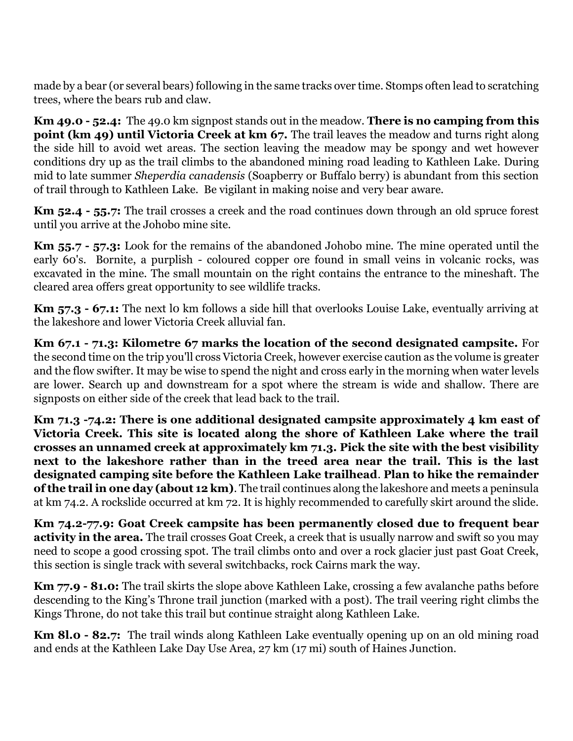made by a bear (or several bears) following in the same tracks over time. Stomps often lead to scratching trees, where the bears rub and claw.

**Km 49.0 - 52.4:** The 49.0 km signpost stands out in the meadow. **There is no camping from this point (km 49) until Victoria Creek at km 67.** The trail leaves the meadow and turns right along the side hill to avoid wet areas. The section leaving the meadow may be spongy and wet however conditions dry up as the trail climbs to the abandoned mining road leading to Kathleen Lake. During mid to late summer *Sheperdia canadensis* (Soapberry or Buffalo berry) is abundant from this section of trail through to Kathleen Lake. Be vigilant in making noise and very bear aware.

**Km 52.4 - 55.7:** The trail crosses a creek and the road continues down through an old spruce forest until you arrive at the Johobo mine site.

**Km 55.7 - 57.3:** Look for the remains of the abandoned Johobo mine. The mine operated until the early 60's. Bornite, a purplish - coloured copper ore found in small veins in volcanic rocks, was excavated in the mine. The small mountain on the right contains the entrance to the mineshaft. The cleared area offers great opportunity to see wildlife tracks.

**Km 57.3 - 67.1:** The next l0 km follows a side hill that overlooks Louise Lake, eventually arriving at the lakeshore and lower Victoria Creek alluvial fan.

**Km 67.1 - 71.3: Kilometre 67 marks the location of the second designated campsite.** For the second time on the trip you'll cross Victoria Creek, however exercise caution as the volume is greater and the flow swifter. It may be wise to spend the night and cross early in the morning when water levels are lower. Search up and downstream for a spot where the stream is wide and shallow. There are signposts on either side of the creek that lead back to the trail.

**Km 71.3 -74.2: There is one additional designated campsite approximately 4 km east of Victoria Creek. This site is located along the shore of Kathleen Lake where the trail crosses an unnamed creek at approximately km 71.3. Pick the site with the best visibility next to the lakeshore rather than in the treed area near the trail. This is the last designated camping site before the Kathleen Lake trailhead**. **Plan to hike the remainder of the trail in one day (about 12 km)**. The trail continues along the lakeshore and meets a peninsula at km 74.2. A rockslide occurred at km 72. It is highly recommended to carefully skirt around the slide.

**Km 74.2-77.9: Goat Creek campsite has been permanently closed due to frequent bear activity in the area.** The trail crosses Goat Creek, a creek that is usually narrow and swift so you may need to scope a good crossing spot. The trail climbs onto and over a rock glacier just past Goat Creek, this section is single track with several switchbacks, rock Cairns mark the way.

**Km 77.9 - 81.0:** The trail skirts the slope above Kathleen Lake, crossing a few avalanche paths before descending to the King's Throne trail junction (marked with a post). The trail veering right climbs the Kings Throne, do not take this trail but continue straight along Kathleen Lake.

**Km 8l.0 - 82.7:** The trail winds along Kathleen Lake eventually opening up on an old mining road and ends at the Kathleen Lake Day Use Area, 27 km (17 mi) south of Haines Junction.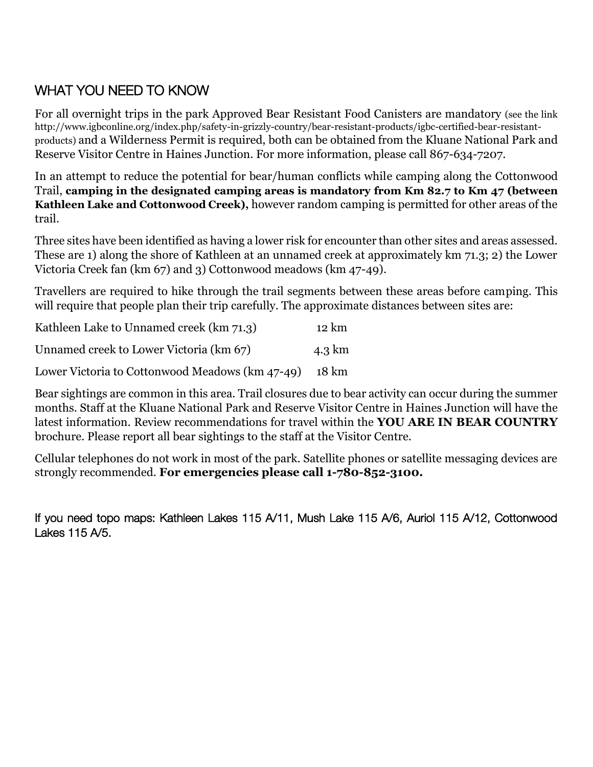## WHAT YOU NEED TO KNOW

For all overnight trips in the park Approved Bear Resistant Food Canisters are mandatory (see the link http://www.igbconline.org/index.php/safety-in-grizzly-country/bear-resistant-products/igbc-certified-bear-resistant-products) and a Wilderness Permit is required, both can be obtained from the Kluane National Park and Reserve Visitor Centre in Haines Junction. For more information, please call 867-634-7207.

In an attempt to reduce the potential for bear/human conflicts while camping along the Cottonwood Trail, **camping in the designated camping areas is mandatory from Km 82.7 to Km 47 (between Kathleen Lake and Cottonwood Creek),** however random camping is permitted for other areas of the trail.

Three sites have been identified as having a lower risk for encounter than other sites and areas assessed. These are 1) along the shore of Kathleen at an unnamed creek at approximately km 71.3; 2) the Lower Victoria Creek fan (km 67) and 3) Cottonwood meadows (km 47-49).

Travellers are required to hike through the trail segments between these areas before camping. This will require that people plan their trip carefully. The approximate distances between sites are:

| | |
|---|---|
| Kathleen Lake to Unnamed creek (km 71.3) | 12 km |
| Unnamed creek to Lower Victoria (km 67) | 4.3 km |
| Lower Victoria to Cottonwood Meadows (km 47-49) | 18 km |

Bear sightings are common in this area. Trail closures due to bear activity can occur during the summer months. Staff at the Kluane National Park and Reserve Visitor Centre in Haines Junction will have the latest information. Review recommendations for travel within the **YOU ARE IN BEAR COUNTRY** brochure. Please report all bear sightings to the staff at the Visitor Centre.

Cellular telephones do not work in most of the park. Satellite phones or satellite messaging devices are strongly recommended. **For emergencies please call 1-780-852-3100.**

If you need topo maps: Kathleen Lakes 115 A/11, Mush Lake 115 A/6, Auriol 115 A/12, Cottonwood Lakes 115 A/5.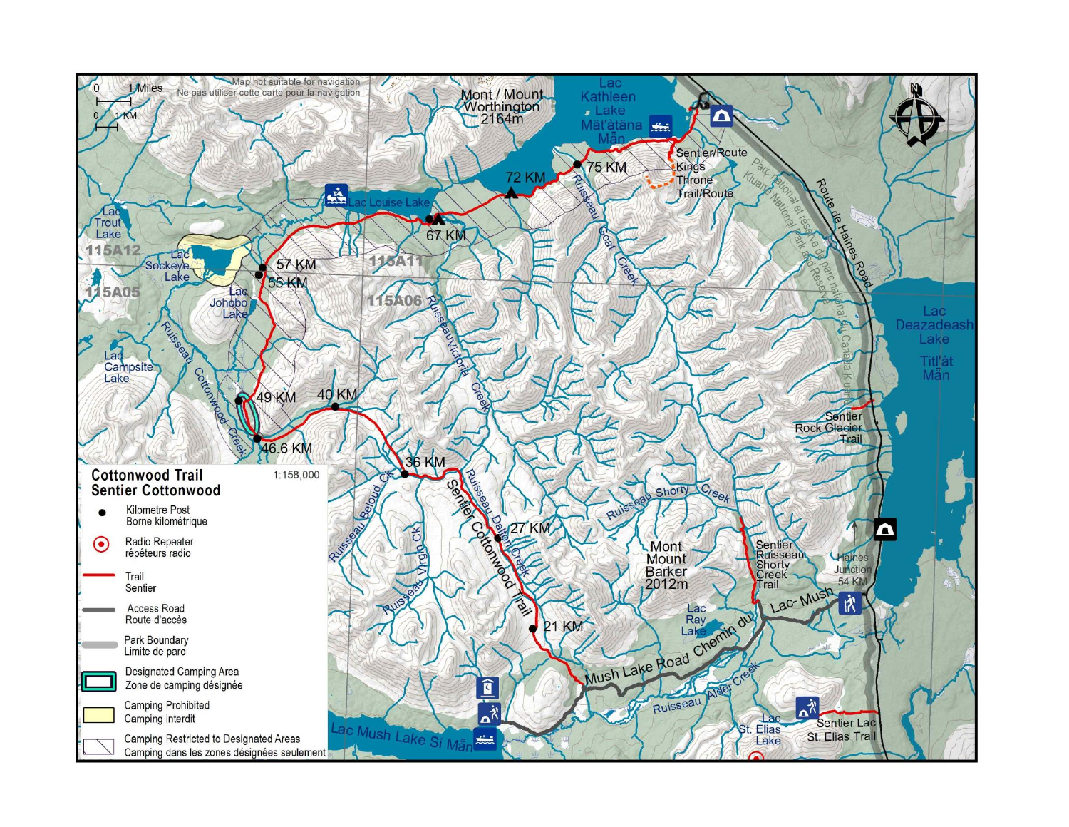# Cottonwood Trail
## Sentier Cottonwood

1:158,000

- Kilometre Post / Borne kilométrique
- Radio Repeater / répéteurs radio
- Trail / Sentier
- Access Road / Route d'accès
- Park Boundary / Limite de parc
- Designated Camping Area / Zone de camping désignée
- Camping Prohibited / Camping interdit
- Camping Restricted to Designated Areas / Camping dans les zones désignées seulement

Map not suitable for navigation
Ne pas utiliser cette carte pour la navigation

0 1 Miles
0 1 KM

Mont / Mount Worthington 2164m
Lac Kathleen Lake Mät'àtäna Män
Sentier/Route Kings Throne Trail/Route
75 KM
72 KM
Lac Louise Lake
67 KM
Lac Trout Lake
115A12
Lac Sockeye Lake
57 KM
55 KM
115A11
115A05
Lac Johobo Lake
115A06
Ruisseau Victoria Creek
Ruisseau Goat Creek
Parc national et réserve de parc national du Canada Kluane
Kluane National Park and Reserve
Route de Haines Road
Lac Deazadeash Lake Titl'àt Män
Lac Campsite Lake
Ruisseau Cottonwood Creek
49 KM
40 KM
46.6 KM
36 KM
Sentier Rock Glacier Trail
Ruisseau Beloud Ck
Ruisseau Virgin Ck
Ruisseau Dalton Creek
Sentier Cottonwood Trail
27 KM
Ruisseau Shorty Creek
Mont Mount Barker 2012m
Sentier Ruisseau Shorty Creek Trail
Haines Junction 54 KM
21 KM
Lac Ray Lake
Lac- Mush
Mush Lake Road Chemin du
Ruisseau Alder Creek
Lac St. Elias Lake
Sentier Lac St. Elias Trail
Lac Mush Lake Sí Män